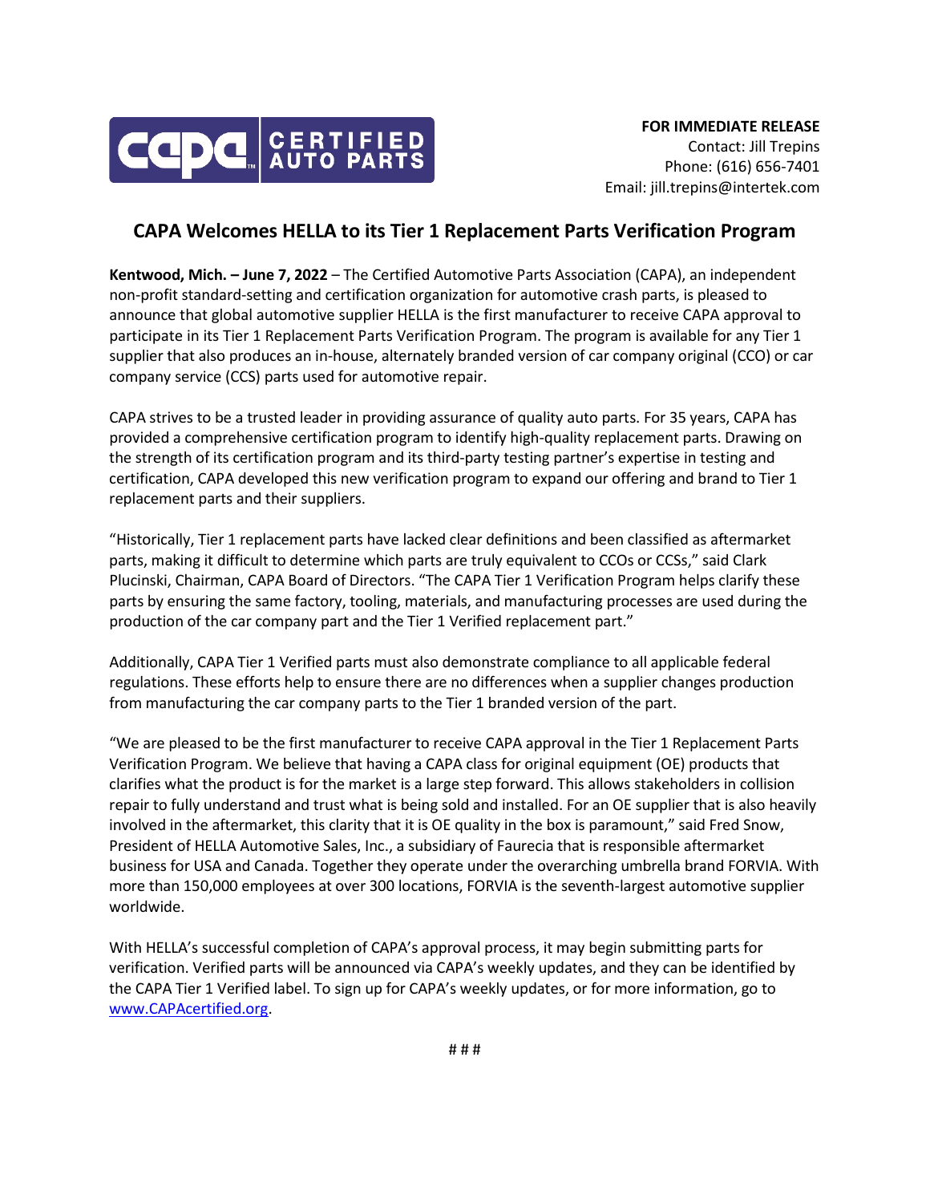**FOR IMMEDIATE RELEASE**
Contact: Jill Trepins
Phone: (616) 656-7401
Email: jill.trepins@intertek.com

# CAPA Welcomes HELLA to its Tier 1 Replacement Parts Verification Program

**Kentwood, Mich. – June 7, 2022** – The Certified Automotive Parts Association (CAPA), an independent non-profit standard-setting and certification organization for automotive crash parts, is pleased to announce that global automotive supplier HELLA is the first manufacturer to receive CAPA approval to participate in its Tier 1 Replacement Parts Verification Program. The program is available for any Tier 1 supplier that also produces an in-house, alternately branded version of car company original (CCO) or car company service (CCS) parts used for automotive repair.

CAPA strives to be a trusted leader in providing assurance of quality auto parts. For 35 years, CAPA has provided a comprehensive certification program to identify high-quality replacement parts. Drawing on the strength of its certification program and its third-party testing partner's expertise in testing and certification, CAPA developed this new verification program to expand our offering and brand to Tier 1 replacement parts and their suppliers.

"Historically, Tier 1 replacement parts have lacked clear definitions and been classified as aftermarket parts, making it difficult to determine which parts are truly equivalent to CCOs or CCSs," said Clark Plucinski, Chairman, CAPA Board of Directors. "The CAPA Tier 1 Verification Program helps clarify these parts by ensuring the same factory, tooling, materials, and manufacturing processes are used during the production of the car company part and the Tier 1 Verified replacement part."

Additionally, CAPA Tier 1 Verified parts must also demonstrate compliance to all applicable federal regulations. These efforts help to ensure there are no differences when a supplier changes production from manufacturing the car company parts to the Tier 1 branded version of the part.

"We are pleased to be the first manufacturer to receive CAPA approval in the Tier 1 Replacement Parts Verification Program. We believe that having a CAPA class for original equipment (OE) products that clarifies what the product is for the market is a large step forward. This allows stakeholders in collision repair to fully understand and trust what is being sold and installed. For an OE supplier that is also heavily involved in the aftermarket, this clarity that it is OE quality in the box is paramount," said Fred Snow, President of HELLA Automotive Sales, Inc., a subsidiary of Faurecia that is responsible aftermarket business for USA and Canada. Together they operate under the overarching umbrella brand FORVIA. With more than 150,000 employees at over 300 locations, FORVIA is the seventh-largest automotive supplier worldwide.

With HELLA's successful completion of CAPA's approval process, it may begin submitting parts for verification. Verified parts will be announced via CAPA's weekly updates, and they can be identified by the CAPA Tier 1 Verified label. To sign up for CAPA's weekly updates, or for more information, go to [www.CAPAcertified.org](http://www.CAPAcertified.org).

# # #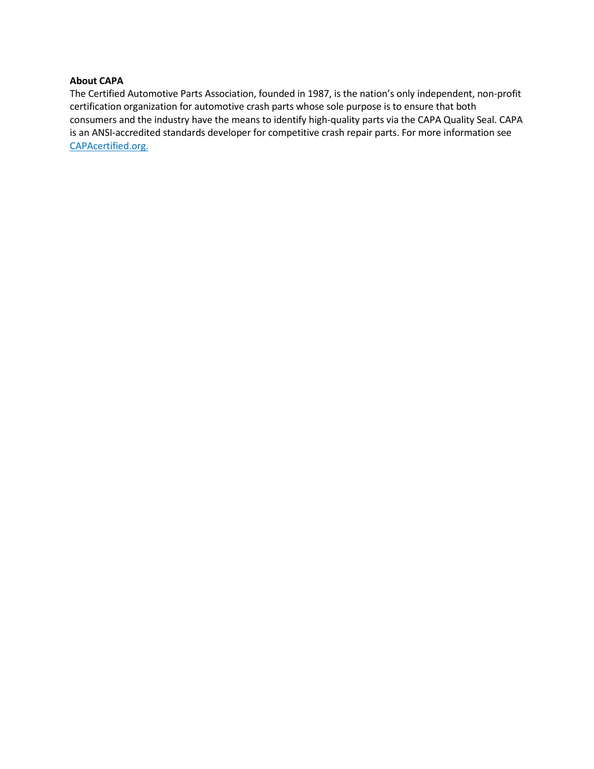**About CAPA**

The Certified Automotive Parts Association, founded in 1987, is the nation's only independent, non-profit certification organization for automotive crash parts whose sole purpose is to ensure that both consumers and the industry have the means to identify high-quality parts via the CAPA Quality Seal. CAPA is an ANSI-accredited standards developer for competitive crash repair parts. For more information see CAPAcertified.org.